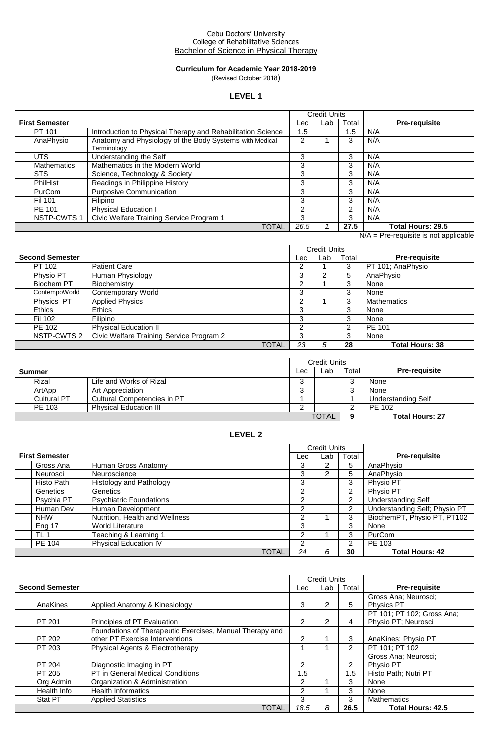Cebu Doctors' University
College of Rehabilitative Sciences
Bachelor of Science in Physical Therapy

**Curriculum for Academic Year 2018-2019**
(Revised October 2018)

## LEVEL 1

| First Semester | | Credit Units | | | Pre-requisite |
|---|---|---|---|---|---|
| | | Lec | Lab | Total | |
| PT 101 | Introduction to Physical Therapy and Rehabilitation Science | 1.5 | | 1.5 | N/A |
| AnaPhysio | Anatomy and Physiology of the Body Systems with Medical Terminology | 2 | 1 | 3 | N/A |
| UTS | Understanding the Self | 3 | | 3 | N/A |
| Mathematics | Mathematics in the Modern World | 3 | | 3 | N/A |
| STS | Science, Technology & Society | 3 | | 3 | N/A |
| PhilHist | Readings in Philippine History | 3 | | 3 | N/A |
| PurCom | Purposive Communication | 3 | | 3 | N/A |
| Fil 101 | Filipino | 3 | | 3 | N/A |
| PE 101 | Physical Education I | 2 | | 2 | N/A |
| NSTP-CWTS 1 | Civic Welfare Training Service Program 1 | 3 | | 3 | N/A |
| | TOTAL | *26.5* | *1* | **27.5** | **Total Hours: 29.5** |

N/A = Pre-requisite is not applicable

| Second Semester | | Credit Units | | | Pre-requisite |
|---|---|---|---|---|---|
| | | Lec | Lab | Total | |
| PT 102 | Patient Care | 2 | 1 | 3 | PT 101; AnaPhysio |
| Physio PT | Human Physiology | 3 | 2 | 5 | AnaPhysio |
| Biochem PT | Biochemistry | 2 | 1 | 3 | None |
| ContempoWorld | Contemporary World | 3 | | 3 | None |
| Physics PT | Applied Physics | 2 | 1 | 3 | Mathematics |
| Ethics | Ethics | 3 | | 3 | None |
| Fil 102 | Filipino | 3 | | 3 | None |
| PE 102 | Physical Education II | 2 | | 2 | PE 101 |
| NSTP-CWTS 2 | Civic Welfare Training Service Program 2 | 3 | | 3 | None |
| | TOTAL | *23* | *5* | **28** | **Total Hours: 38** |

| Summer | | Credit Units | | | Pre-requisite |
|---|---|---|---|---|---|
| | | Lec | Lab | Total | |
| Rizal | Life and Works of Rizal | 3 | | 3 | None |
| ArtApp | Art Appreciation | 3 | | 3 | None |
| Cultural PT | Cultural Competencies in PT | 1 | | 1 | Understanding Self |
| PE 103 | Physical Education III | 2 | | 2 | PE 102 |
| | | | TOTAL | **9** | **Total Hours: 27** |

## LEVEL 2

| First Semester | | Credit Units | | | Pre-requisite |
|---|---|---|---|---|---|
| | | Lec | Lab | Total | |
| Gross Ana | Human Gross Anatomy | 3 | 2 | 5 | AnaPhysio |
| Neurosci | Neuroscience | 3 | 2 | 5 | AnaPhysio |
| Histo Path | Histology and Pathology | 3 | | 3 | Physio PT |
| Genetics | Genetics | 2 | | 2 | Physio PT |
| Psychia PT | Psychiatric Foundations | 2 | | 2 | Understanding Self |
| Human Dev | Human Development | 2 | | 2 | Understanding Self; Physio PT |
| NHW | Nutrition, Health and Wellness | 2 | 1 | 3 | BiochemPT, Physio PT, PT102 |
| Eng 17 | World Literature | 3 | | 3 | None |
| TL 1 | Teaching & Learning 1 | 2 | 1 | 3 | PurCom |
| PE 104 | Physical Education IV | 2 | | 2 | PE 103 |
| | TOTAL | *24* | *6* | **30** | **Total Hours: 42** |

| Second Semester | | Credit Units | | | Pre-requisite |
|---|---|---|---|---|---|
| | | Lec | Lab | Total | |
| AnaKines | Applied Anatomy & Kinesiology | 3 | 2 | 5 | Gross Ana; Neurosci; Physics PT |
| PT 201 | Principles of PT Evaluation | 2 | 2 | 4 | PT 101; PT 102; Gross Ana; Physio PT; Neurosci |
| PT 202 | Foundations of Therapeutic Exercises, Manual Therapy and other PT Exercise Interventions | 2 | 1 | 3 | AnaKines; Physio PT |
| PT 203 | Physical Agents & Electrotherapy | 1 | 1 | 2 | PT 101; PT 102 |
| PT 204 | Diagnostic Imaging in PT | 2 | | 2 | Gross Ana; Neurosci; Physio PT |
| PT 205 | PT in General Medical Conditions | 1.5 | | 1.5 | Histo Path; Nutri PT |
| Org Admin | Organization & Administration | 2 | 1 | 3 | None |
| Health Info | Health Informatics | 2 | 1 | 3 | None |
| Stat PT | Applied Statistics | 3 | | 3 | Mathematics |
| | TOTAL | *18.5* | *8* | **26.5** | **Total Hours: 42.5** |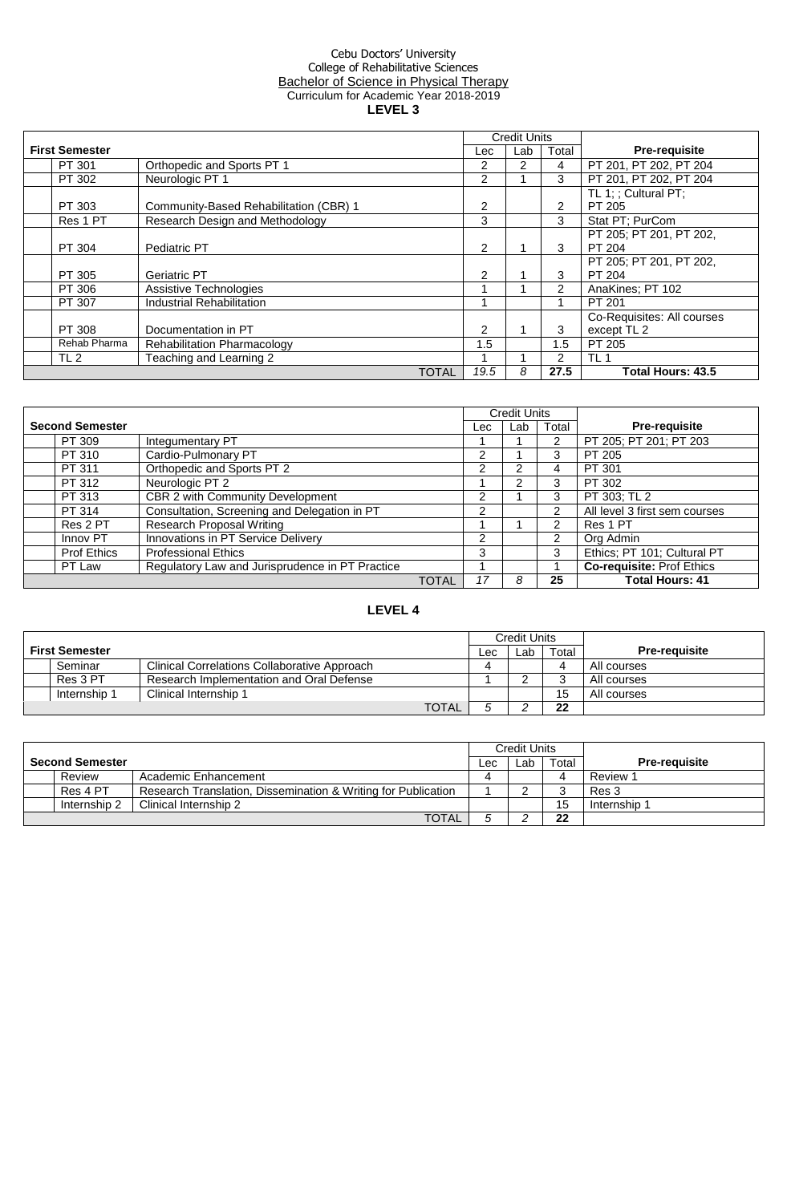Cebu Doctors' University
College of Rehabilitative Sciences
Bachelor of Science in Physical Therapy
Curriculum for Academic Year 2018-2019

## LEVEL 3

| First Semester | | Credit Units | | | Pre-requisite |
|---|---|---|---|---|---|
| | | Lec | Lab | Total | |
| PT 301 | Orthopedic and Sports PT 1 | 2 | 2 | 4 | PT 201, PT 202, PT 204 |
| PT 302 | Neurologic PT 1 | 2 | 1 | 3 | PT 201, PT 202, PT 204 |
| PT 303 | Community-Based Rehabilitation (CBR) 1 | 2 | | 2 | TL 1; ; Cultural PT; PT 205 |
| Res 1 PT | Research Design and Methodology | 3 | | 3 | Stat PT; PurCom |
| PT 304 | Pediatric PT | 2 | 1 | 3 | PT 205; PT 201, PT 202, PT 204 |
| PT 305 | Geriatric PT | 2 | 1 | 3 | PT 205; PT 201, PT 202, PT 204 |
| PT 306 | Assistive Technologies | 1 | 1 | 2 | AnaKines; PT 102 |
| PT 307 | Industrial Rehabilitation | 1 | | 1 | PT 201 |
| PT 308 | Documentation in PT | 2 | 1 | 3 | Co-Requisites: All courses except TL 2 |
| Rehab Pharma | Rehabilitation Pharmacology | 1.5 | | 1.5 | PT 205 |
| TL 2 | Teaching and Learning 2 | 1 | 1 | 2 | TL 1 |
| | TOTAL | *19.5* | *8* | **27.5** | **Total Hours: 43.5** |

| Second Semester | | Credit Units | | | Pre-requisite |
|---|---|---|---|---|---|
| | | Lec | Lab | Total | |
| PT 309 | Integumentary PT | 1 | 1 | 2 | PT 205; PT 201; PT 203 |
| PT 310 | Cardio-Pulmonary PT | 2 | 1 | 3 | PT 205 |
| PT 311 | Orthopedic and Sports PT 2 | 2 | 2 | 4 | PT 301 |
| PT 312 | Neurologic PT 2 | 1 | 2 | 3 | PT 302 |
| PT 313 | CBR 2 with Community Development | 2 | 1 | 3 | PT 303; TL 2 |
| PT 314 | Consultation, Screening and Delegation in PT | 2 | | 2 | All level 3 first sem courses |
| Res 2 PT | Research Proposal Writing | 1 | 1 | 2 | Res 1 PT |
| Innov PT | Innovations in PT Service Delivery | 2 | | 2 | Org Admin |
| Prof Ethics | Professional Ethics | 3 | | 3 | Ethics; PT 101; Cultural PT |
| PT Law | Regulatory Law and Jurisprudence in PT Practice | 1 | | 1 | **Co-requisite:** Prof Ethics |
| | TOTAL | *17* | *8* | **25** | **Total Hours: 41** |

## LEVEL 4

| First Semester | | Credit Units | | | Pre-requisite |
|---|---|---|---|---|---|
| | | Lec | Lab | Total | |
| Seminar | Clinical Correlations Collaborative Approach | 4 | | 4 | All courses |
| Res 3 PT | Research Implementation and Oral Defense | 1 | 2 | 3 | All courses |
| Internship 1 | Clinical Internship 1 | | | 15 | All courses |
| | TOTAL | *5* | *2* | **22** | |

| Second Semester | | Credit Units | | | Pre-requisite |
|---|---|---|---|---|---|
| | | Lec | Lab | Total | |
| Review | Academic Enhancement | 4 | | 4 | Review 1 |
| Res 4 PT | Research Translation, Dissemination & Writing for Publication | 1 | 2 | 3 | Res 3 |
| Internship 2 | Clinical Internship 2 | | | 15 | Internship 1 |
| | TOTAL | *5* | *2* | **22** | |